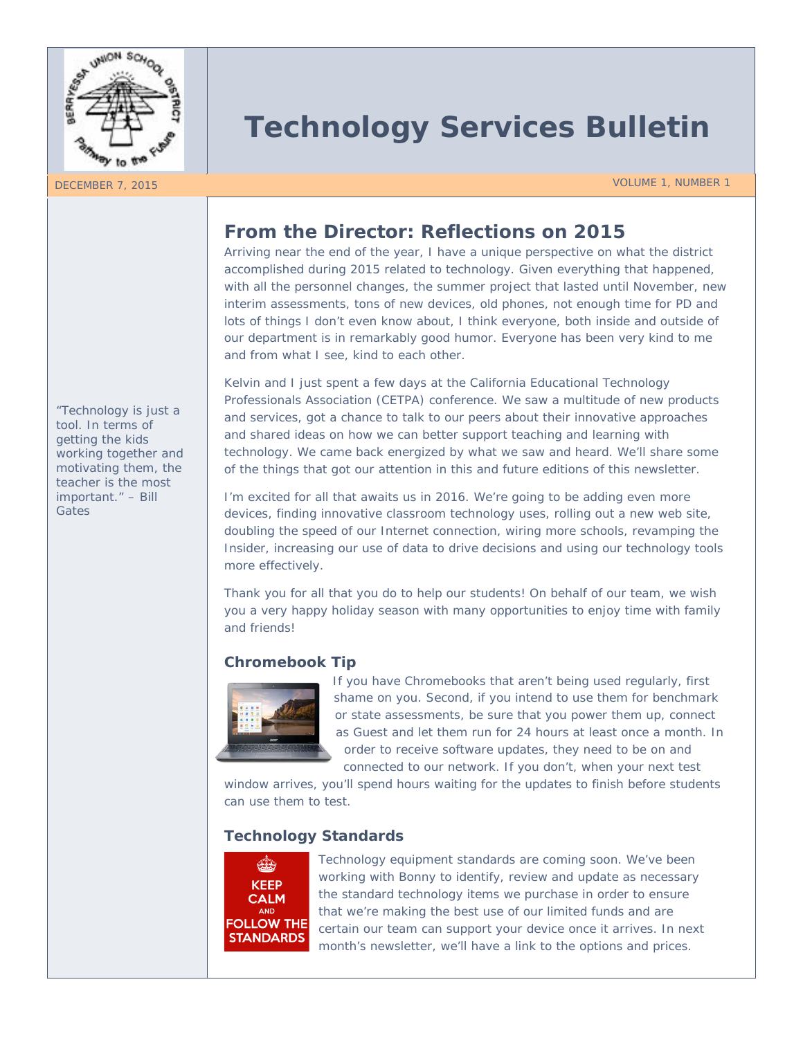# Technology Services Bulletin

DECEMBER 7, 2015 VOLUME 1, NUMBER 1

"Technology is just a tool. In terms of getting the kids working together and motivating them, the teacher is the most important." – Bill Gates

## From the Director: Reflections on 2015

Arriving near the end of the year, I have a unique perspective on what the district accomplished during 2015 related to technology. Given everything that happened, with all the personnel changes, the summer project that lasted until November, new interim assessments, tons of new devices, old phones, not enough time for PD and lots of things I don't even know about, I think everyone, both inside and outside of our department is in remarkably good humor. Everyone has been very kind to me and from what I see, kind to each other.

Kelvin and I just spent a few days at the California Educational Technology Professionals Association (CETPA) conference. We saw a multitude of new products and services, got a chance to talk to our peers about their innovative approaches and shared ideas on how we can better support teaching and learning with technology. We came back energized by what we saw and heard. We'll share some of the things that got our attention in this and future editions of this newsletter.

I'm excited for all that awaits us in 2016. We're going to be adding even more devices, finding innovative classroom technology uses, rolling out a new web site, doubling the speed of our Internet connection, wiring more schools, revamping the Insider, increasing our use of data to drive decisions and using our technology tools more effectively.

Thank you for all that you do to help our students! On behalf of our team, we wish you a very happy holiday season with many opportunities to enjoy time with family and friends!

### Chromebook Tip

If you have Chromebooks that aren't being used regularly, first shame on you. Second, if you intend to use them for benchmark or state assessments, be sure that you power them up, connect as Guest and let them run for 24 hours at least once a month. In order to receive software updates, they need to be on and connected to our network. If you don't, when your next test window arrives, you'll spend hours waiting for the updates to finish before students can use them to test.

### Technology Standards

KEEP CALM AND FOLLOW THE STANDARDS

Technology equipment standards are coming soon. We've been working with Bonny to identify, review and update as necessary the standard technology items we purchase in order to ensure that we're making the best use of our limited funds and are certain our team can support your device once it arrives. In next month's newsletter, we'll have a link to the options and prices.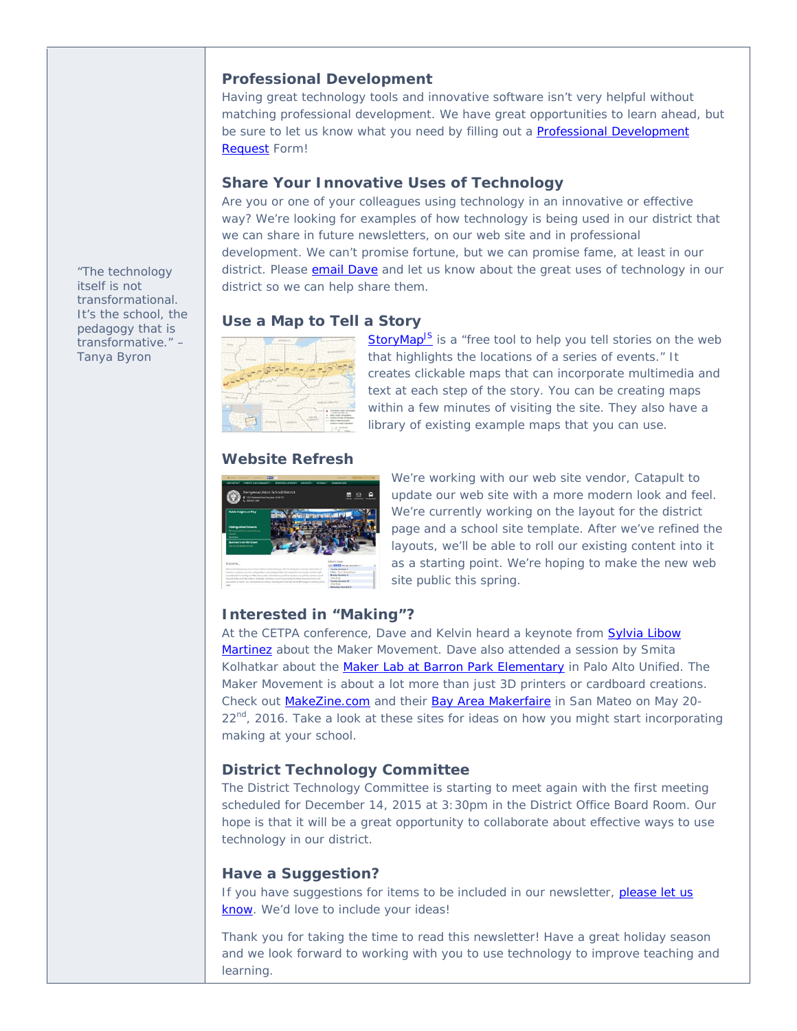"The technology itself is not transformational. It's the school, the pedagogy that is transformative." – Tanya Byron

## Professional Development

Having great technology tools and innovative software isn't very helpful without matching professional development. We have great opportunities to learn ahead, but be sure to let us know what you need by filling out a Professional Development Request Form!

## Share Your Innovative Uses of Technology

Are you or one of your colleagues using technology in an innovative or effective way? We're looking for examples of how technology is being used in our district that we can share in future newsletters, on our web site and in professional development. We can't promise fortune, but we can promise fame, at least in our district. Please email Dave and let us know about the great uses of technology in our district so we can help share them.

## Use a Map to Tell a Story

StoryMap[JS] is a "free tool to help you tell stories on the web that highlights the locations of a series of events." It creates clickable maps that can incorporate multimedia and text at each step of the story. You can be creating maps within a few minutes of visiting the site. They also have a library of existing example maps that you can use.

## Website Refresh

We're working with our web site vendor, Catapult to update our web site with a more modern look and feel. We're currently working on the layout for the district page and a school site template. After we've refined the layouts, we'll be able to roll our existing content into it as a starting point. We're hoping to make the new web site public this spring.

## Interested in "Making"?

At the CETPA conference, Dave and Kelvin heard a keynote from Sylvia Libow Martinez about the Maker Movement. Dave also attended a session by Smita Kolhatkar about the Maker Lab at Barron Park Elementary in Palo Alto Unified. The Maker Movement is about a lot more than just 3D printers or cardboard creations. Check out MakeZine.com and their Bay Area Makerfaire in San Mateo on May 20-22nd, 2016. Take a look at these sites for ideas on how you might start incorporating making at your school.

## District Technology Committee

The District Technology Committee is starting to meet again with the first meeting scheduled for December 14, 2015 at 3:30pm in the District Office Board Room. Our hope is that it will be a great opportunity to collaborate about effective ways to use technology in our district.

## Have a Suggestion?

If you have suggestions for items to be included in our newsletter, please let us know. We'd love to include your ideas!

Thank you for taking the time to read this newsletter! Have a great holiday season and we look forward to working with you to use technology to improve teaching and learning.